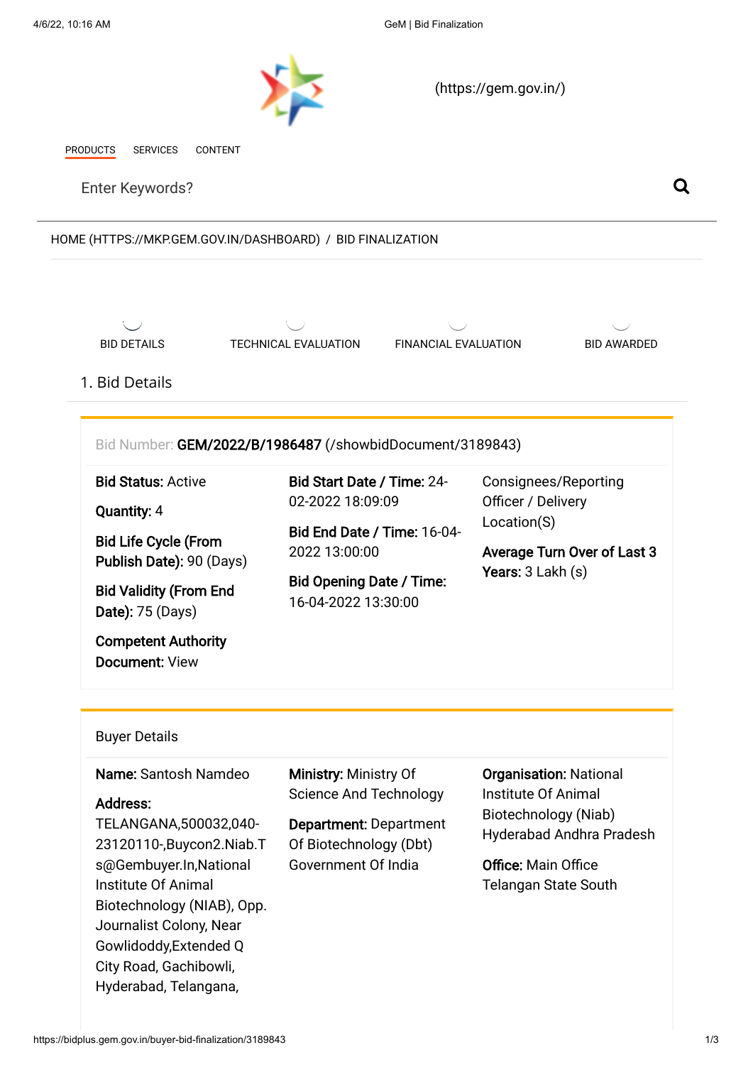(https://gem.gov.in/)

PRODUCTS SERVICES CONTENT

Enter Keywords?

HOME (HTTPS://MKP.GEM.GOV.IN/DASHBOARD) / BID FINALIZATION

BID DETAILS | TECHNICAL EVALUATION | FINANCIAL EVALUATION | BID AWARDED

## 1. Bid Details

Bid Number: **GEM/2022/B/1986487** (/showbidDocument/3189843)

**Bid Status:** Active

**Quantity:** 4

**Bid Life Cycle (From Publish Date):** 90 (Days)

**Bid Validity (From End Date):** 75 (Days)

**Competent Authority Document:** View

**Bid Start Date / Time:** 24-02-2022 18:09:09

**Bid End Date / Time:** 16-04-2022 13:00:00

**Bid Opening Date / Time:** 16-04-2022 13:30:00

Consignees/Reporting Officer / Delivery Location(S)

**Average Turn Over of Last 3 Years:** 3 Lakh (s)

### Buyer Details

**Name:** Santosh Namdeo

**Address:** TELANGANA,500032,040-23120110-,Buycon2.Niab.Ts@Gembuyer.In,National Institute Of Animal Biotechnology (NIAB), Opp. Journalist Colony, Near Gowlidoddy,Extended Q City Road, Gachibowli, Hyderabad, Telangana,

**Ministry:** Ministry Of Science And Technology

**Department:** Department Of Biotechnology (Dbt) Government Of India

**Organisation:** National Institute Of Animal Biotechnology (Niab) Hyderabad Andhra Pradesh

**Office:** Main Office Telangan State South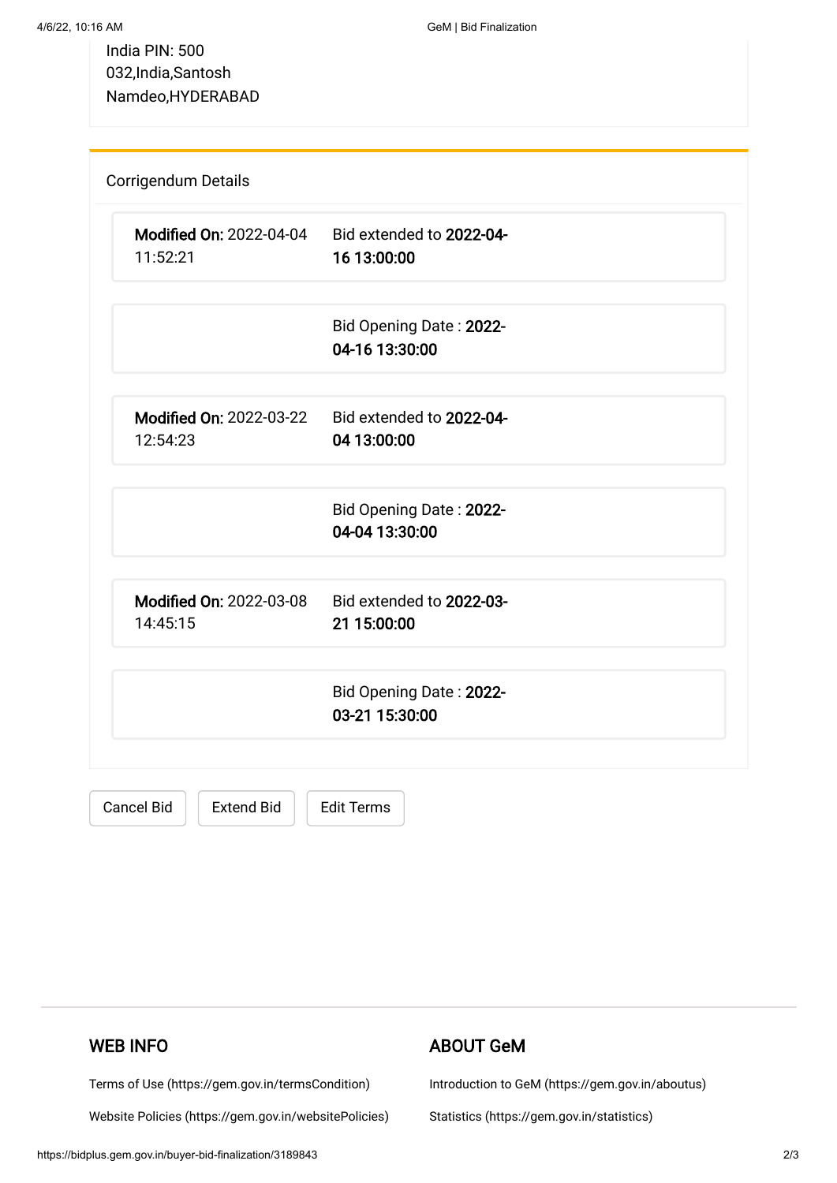India PIN: 500 032,India,Santosh Namdeo,HYDERABAD

## Corrigendum Details

| | |
|---|---|
| **Modified On:** 2022-04-04 11:52:21 | Bid extended to **2022-04-16 13:00:00** |
| | Bid Opening Date : **2022-04-16 13:30:00** |
| **Modified On:** 2022-03-22 12:54:23 | Bid extended to **2022-04-04 13:00:00** |
| | Bid Opening Date : **2022-04-04 13:30:00** |
| **Modified On:** 2022-03-08 14:45:15 | Bid extended to **2022-03-21 15:00:00** |
| | Bid Opening Date : **2022-03-21 15:30:00** |

Cancel Bid | Extend Bid | Edit Terms

### WEB INFO

Terms of Use (https://gem.gov.in/termsCondition)

Website Policies (https://gem.gov.in/websitePolicies)

### ABOUT GeM

Introduction to GeM (https://gem.gov.in/aboutus)

Statistics (https://gem.gov.in/statistics)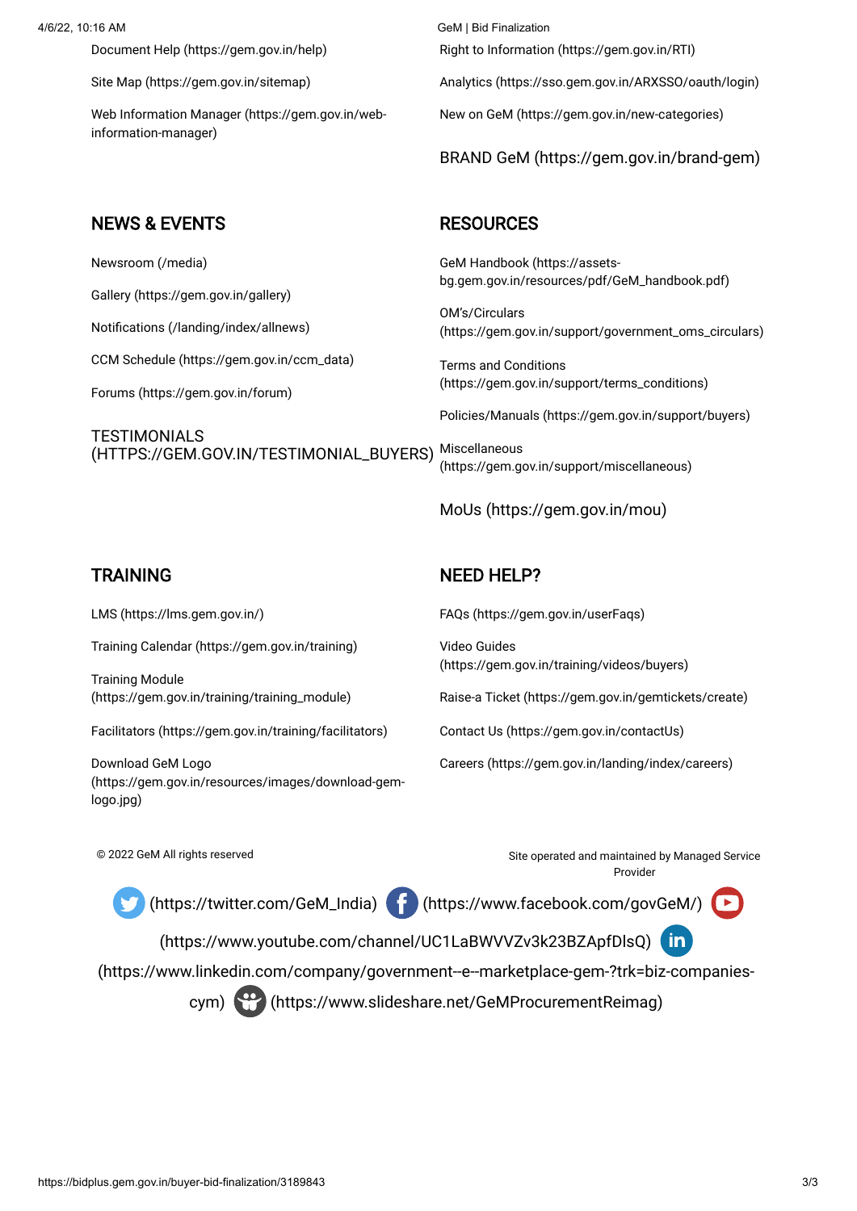Document Help (https://gem.gov.in/help)

Site Map (https://gem.gov.in/sitemap)

Web Information Manager (https://gem.gov.in/web-information-manager)

Right to Information (https://gem.gov.in/RTI)

Analytics (https://sso.gem.gov.in/ARXSSO/oauth/login)

New on GeM (https://gem.gov.in/new-categories)

BRAND GeM (https://gem.gov.in/brand-gem)

## NEWS & EVENTS

Newsroom (/media)

Gallery (https://gem.gov.in/gallery)

Notifications (/landing/index/allnews)

CCM Schedule (https://gem.gov.in/ccm_data)

Forums (https://gem.gov.in/forum)

TESTIMONIALS (HTTPS://GEM.GOV.IN/TESTIMONIAL_BUYERS)

## RESOURCES

GeM Handbook (https://assets-bg.gem.gov.in/resources/pdf/GeM_handbook.pdf)

OM's/Circulars (https://gem.gov.in/support/government_oms_circulars)

Terms and Conditions (https://gem.gov.in/support/terms_conditions)

Policies/Manuals (https://gem.gov.in/support/buyers)

Miscellaneous (https://gem.gov.in/support/miscellaneous)

MoUs (https://gem.gov.in/mou)

## TRAINING

LMS (https://lms.gem.gov.in/)

Training Calendar (https://gem.gov.in/training)

Training Module (https://gem.gov.in/training/training_module)

Facilitators (https://gem.gov.in/training/facilitators)

Download GeM Logo (https://gem.gov.in/resources/images/download-gem-logo.jpg)

## NEED HELP?

FAQs (https://gem.gov.in/userFaqs)

Video Guides (https://gem.gov.in/training/videos/buyers)

Raise-a Ticket (https://gem.gov.in/gemtickets/create)

Contact Us (https://gem.gov.in/contactUs)

Careers (https://gem.gov.in/landing/index/careers)

© 2022 GeM All rights reserved

Site operated and maintained by Managed Service Provider

(https://twitter.com/GeM_India) (https://www.facebook.com/govGeM/) (https://www.youtube.com/channel/UC1LaBWVVZv3k23BZApfDlsQ) (https://www.linkedin.com/company/government--e--marketplace-gem-?trk=biz-companies-cym) (https://www.slideshare.net/GeMProcurementReimag)